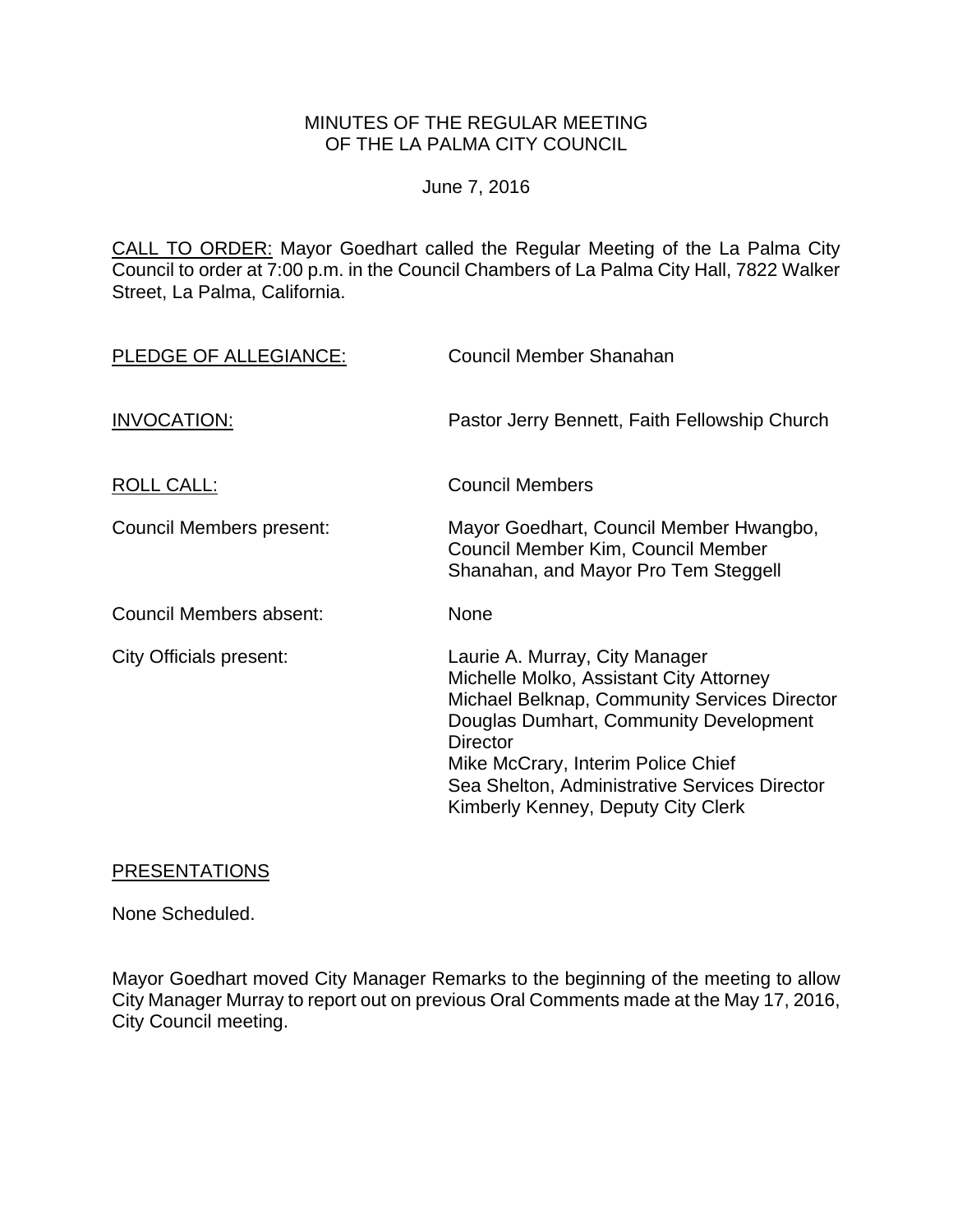MINUTES OF THE REGULAR MEETING
OF THE LA PALMA CITY COUNCIL

June 7, 2016

CALL TO ORDER: Mayor Goedhart called the Regular Meeting of the La Palma City Council to order at 7:00 p.m. in the Council Chambers of La Palma City Hall, 7822 Walker Street, La Palma, California.

PLEDGE OF ALLEGIANCE: Council Member Shanahan

INVOCATION: Pastor Jerry Bennett, Faith Fellowship Church

ROLL CALL: Council Members

Council Members present: Mayor Goedhart, Council Member Hwangbo, Council Member Kim, Council Member Shanahan, and Mayor Pro Tem Steggell

Council Members absent: None

City Officials present:
Laurie A. Murray, City Manager
Michelle Molko, Assistant City Attorney
Michael Belknap, Community Services Director
Douglas Dumhart, Community Development Director
Mike McCrary, Interim Police Chief
Sea Shelton, Administrative Services Director
Kimberly Kenney, Deputy City Clerk

PRESENTATIONS

None Scheduled.

Mayor Goedhart moved City Manager Remarks to the beginning of the meeting to allow City Manager Murray to report out on previous Oral Comments made at the May 17, 2016, City Council meeting.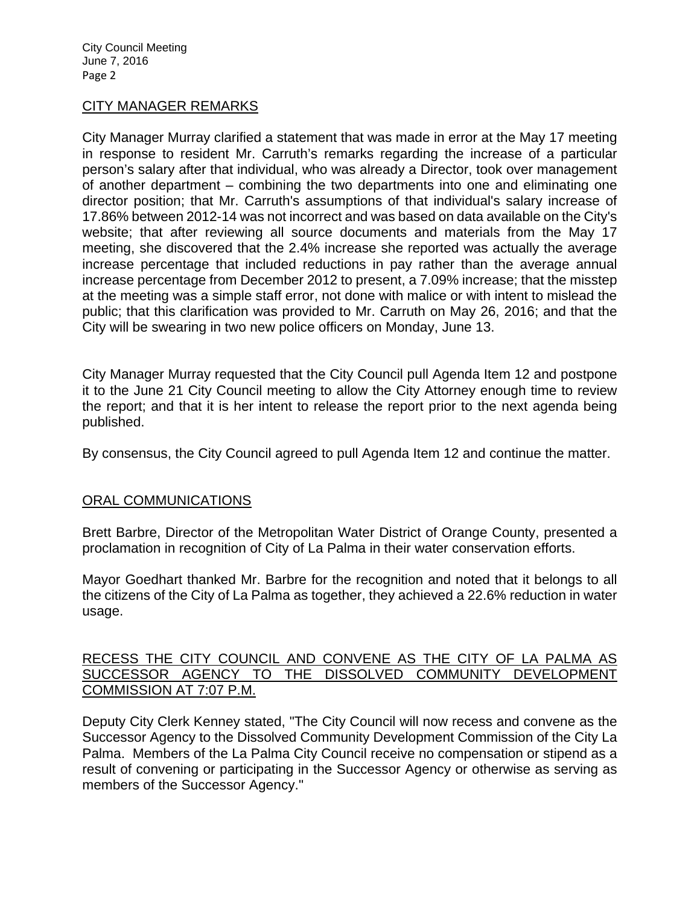## CITY MANAGER REMARKS

City Manager Murray clarified a statement that was made in error at the May 17 meeting in response to resident Mr. Carruth's remarks regarding the increase of a particular person's salary after that individual, who was already a Director, took over management of another department – combining the two departments into one and eliminating one director position; that Mr. Carruth's assumptions of that individual's salary increase of 17.86% between 2012-14 was not incorrect and was based on data available on the City's website; that after reviewing all source documents and materials from the May 17 meeting, she discovered that the 2.4% increase she reported was actually the average increase percentage that included reductions in pay rather than the average annual increase percentage from December 2012 to present, a 7.09% increase; that the misstep at the meeting was a simple staff error, not done with malice or with intent to mislead the public; that this clarification was provided to Mr. Carruth on May 26, 2016; and that the City will be swearing in two new police officers on Monday, June 13.

City Manager Murray requested that the City Council pull Agenda Item 12 and postpone it to the June 21 City Council meeting to allow the City Attorney enough time to review the report; and that it is her intent to release the report prior to the next agenda being published.

By consensus, the City Council agreed to pull Agenda Item 12 and continue the matter.

## ORAL COMMUNICATIONS

Brett Barbre, Director of the Metropolitan Water District of Orange County, presented a proclamation in recognition of City of La Palma in their water conservation efforts.

Mayor Goedhart thanked Mr. Barbre for the recognition and noted that it belongs to all the citizens of the City of La Palma as together, they achieved a 22.6% reduction in water usage.

## RECESS THE CITY COUNCIL AND CONVENE AS THE CITY OF LA PALMA AS SUCCESSOR AGENCY TO THE DISSOLVED COMMUNITY DEVELOPMENT COMMISSION AT 7:07 P.M.

Deputy City Clerk Kenney stated, "The City Council will now recess and convene as the Successor Agency to the Dissolved Community Development Commission of the City La Palma. Members of the La Palma City Council receive no compensation or stipend as a result of convening or participating in the Successor Agency or otherwise as serving as members of the Successor Agency."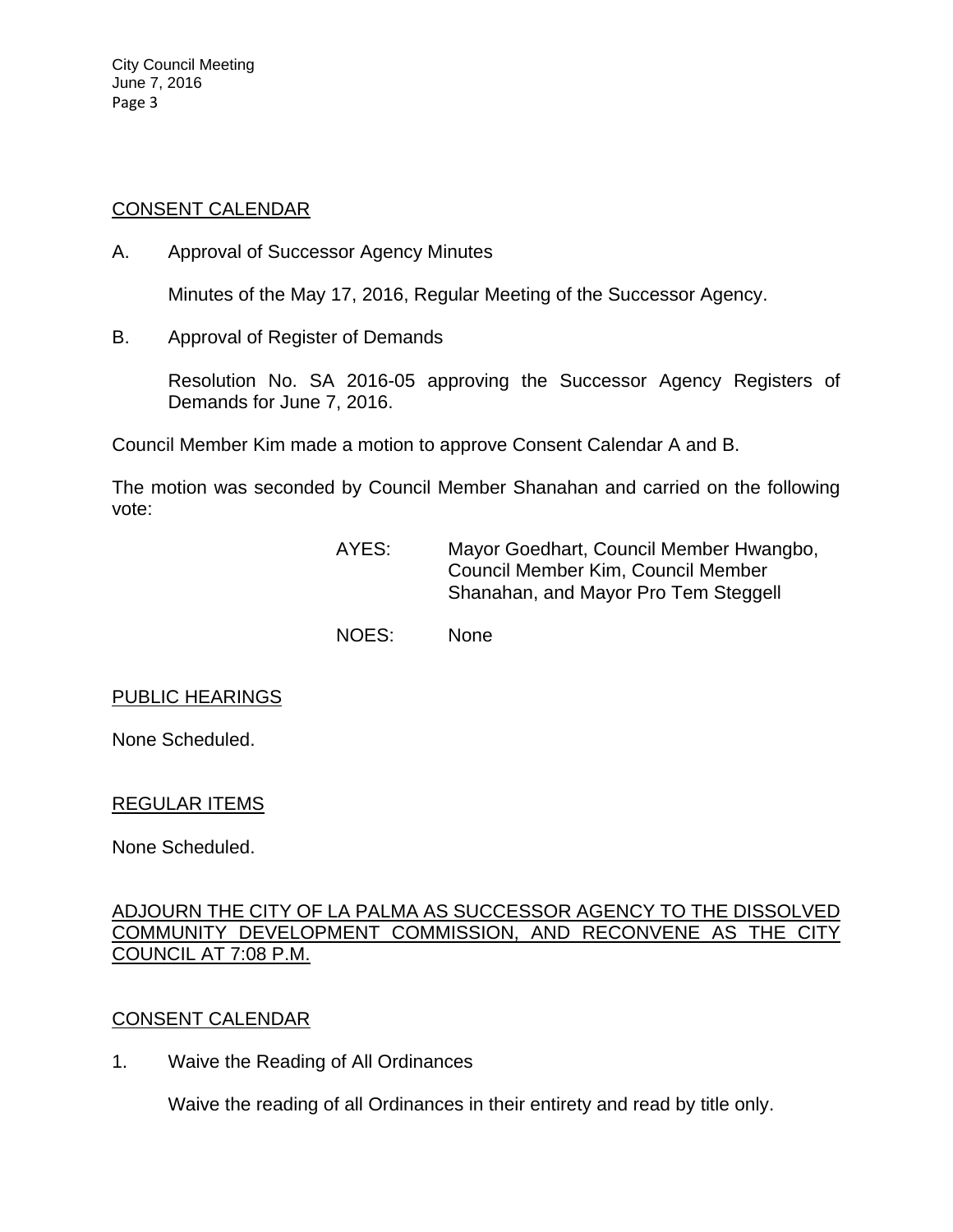## CONSENT CALENDAR

A. Approval of Successor Agency Minutes

Minutes of the May 17, 2016, Regular Meeting of the Successor Agency.

B. Approval of Register of Demands

Resolution No. SA 2016-05 approving the Successor Agency Registers of Demands for June 7, 2016.

Council Member Kim made a motion to approve Consent Calendar A and B.

The motion was seconded by Council Member Shanahan and carried on the following vote:

AYES: Mayor Goedhart, Council Member Hwangbo, Council Member Kim, Council Member Shanahan, and Mayor Pro Tem Steggell

NOES: None

## PUBLIC HEARINGS

None Scheduled.

## REGULAR ITEMS

None Scheduled.

## ADJOURN THE CITY OF LA PALMA AS SUCCESSOR AGENCY TO THE DISSOLVED COMMUNITY DEVELOPMENT COMMISSION, AND RECONVENE AS THE CITY COUNCIL AT 7:08 P.M.

## CONSENT CALENDAR

1. Waive the Reading of All Ordinances

Waive the reading of all Ordinances in their entirety and read by title only.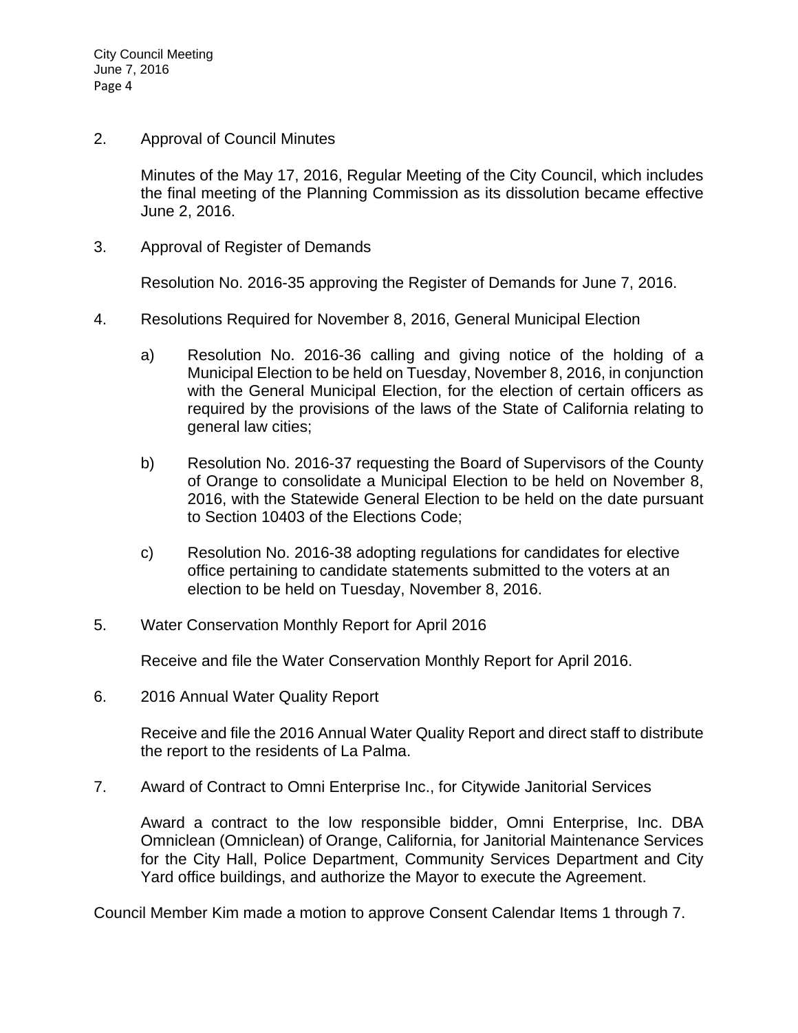2. Approval of Council Minutes

   Minutes of the May 17, 2016, Regular Meeting of the City Council, which includes the final meeting of the Planning Commission as its dissolution became effective June 2, 2016.

3. Approval of Register of Demands

   Resolution No. 2016-35 approving the Register of Demands for June 7, 2016.

4. Resolutions Required for November 8, 2016, General Municipal Election

   a) Resolution No. 2016-36 calling and giving notice of the holding of a Municipal Election to be held on Tuesday, November 8, 2016, in conjunction with the General Municipal Election, for the election of certain officers as required by the provisions of the laws of the State of California relating to general law cities;

   b) Resolution No. 2016-37 requesting the Board of Supervisors of the County of Orange to consolidate a Municipal Election to be held on November 8, 2016, with the Statewide General Election to be held on the date pursuant to Section 10403 of the Elections Code;

   c) Resolution No. 2016-38 adopting regulations for candidates for elective office pertaining to candidate statements submitted to the voters at an election to be held on Tuesday, November 8, 2016.

5. Water Conservation Monthly Report for April 2016

   Receive and file the Water Conservation Monthly Report for April 2016.

6. 2016 Annual Water Quality Report

   Receive and file the 2016 Annual Water Quality Report and direct staff to distribute the report to the residents of La Palma.

7. Award of Contract to Omni Enterprise Inc., for Citywide Janitorial Services

   Award a contract to the low responsible bidder, Omni Enterprise, Inc. DBA Omniclean (Omniclean) of Orange, California, for Janitorial Maintenance Services for the City Hall, Police Department, Community Services Department and City Yard office buildings, and authorize the Mayor to execute the Agreement.

Council Member Kim made a motion to approve Consent Calendar Items 1 through 7.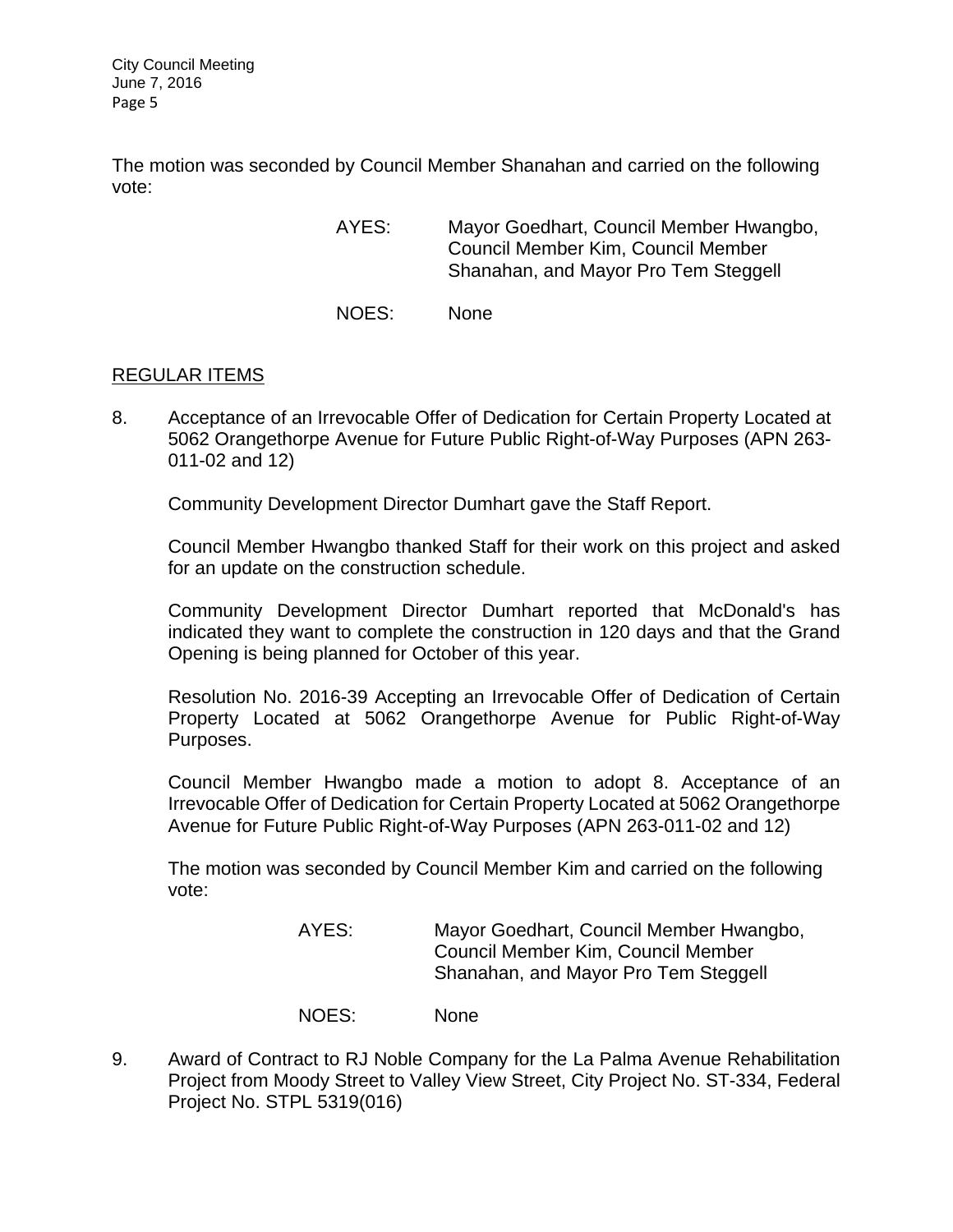The motion was seconded by Council Member Shanahan and carried on the following vote:

AYES: Mayor Goedhart, Council Member Hwangbo, Council Member Kim, Council Member Shanahan, and Mayor Pro Tem Steggell

NOES: None

## REGULAR ITEMS

8. Acceptance of an Irrevocable Offer of Dedication for Certain Property Located at 5062 Orangethorpe Avenue for Future Public Right-of-Way Purposes (APN 263-011-02 and 12)

   Community Development Director Dumhart gave the Staff Report.

   Council Member Hwangbo thanked Staff for their work on this project and asked for an update on the construction schedule.

   Community Development Director Dumhart reported that McDonald's has indicated they want to complete the construction in 120 days and that the Grand Opening is being planned for October of this year.

   Resolution No. 2016-39 Accepting an Irrevocable Offer of Dedication of Certain Property Located at 5062 Orangethorpe Avenue for Public Right-of-Way Purposes.

   Council Member Hwangbo made a motion to adopt 8. Acceptance of an Irrevocable Offer of Dedication for Certain Property Located at 5062 Orangethorpe Avenue for Future Public Right-of-Way Purposes (APN 263-011-02 and 12)

   The motion was seconded by Council Member Kim and carried on the following vote:

   AYES: Mayor Goedhart, Council Member Hwangbo, Council Member Kim, Council Member Shanahan, and Mayor Pro Tem Steggell

   NOES: None

9. Award of Contract to RJ Noble Company for the La Palma Avenue Rehabilitation Project from Moody Street to Valley View Street, City Project No. ST-334, Federal Project No. STPL 5319(016)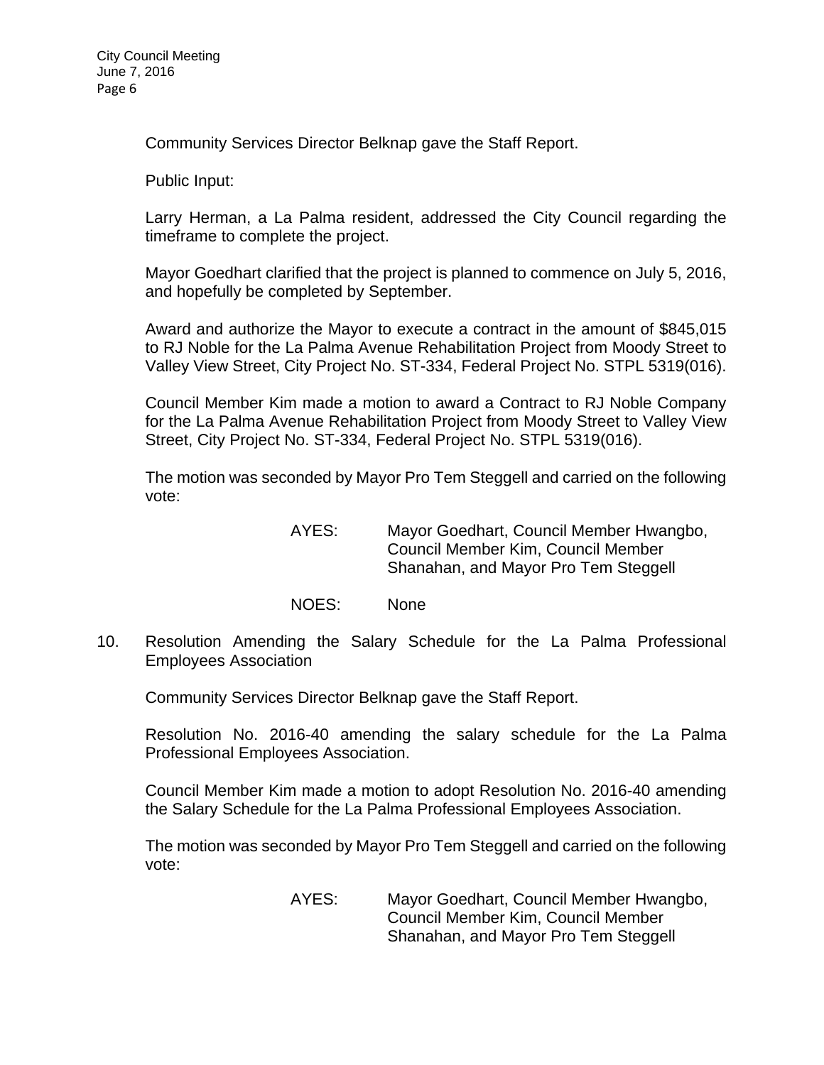Community Services Director Belknap gave the Staff Report.

Public Input:

Larry Herman, a La Palma resident, addressed the City Council regarding the timeframe to complete the project.

Mayor Goedhart clarified that the project is planned to commence on July 5, 2016, and hopefully be completed by September.

Award and authorize the Mayor to execute a contract in the amount of $845,015 to RJ Noble for the La Palma Avenue Rehabilitation Project from Moody Street to Valley View Street, City Project No. ST-334, Federal Project No. STPL 5319(016).

Council Member Kim made a motion to award a Contract to RJ Noble Company for the La Palma Avenue Rehabilitation Project from Moody Street to Valley View Street, City Project No. ST-334, Federal Project No. STPL 5319(016).

The motion was seconded by Mayor Pro Tem Steggell and carried on the following vote:

AYES: Mayor Goedhart, Council Member Hwangbo, Council Member Kim, Council Member Shanahan, and Mayor Pro Tem Steggell

NOES: None

10. Resolution Amending the Salary Schedule for the La Palma Professional Employees Association

Community Services Director Belknap gave the Staff Report.

Resolution No. 2016-40 amending the salary schedule for the La Palma Professional Employees Association.

Council Member Kim made a motion to adopt Resolution No. 2016-40 amending the Salary Schedule for the La Palma Professional Employees Association.

The motion was seconded by Mayor Pro Tem Steggell and carried on the following vote:

AYES: Mayor Goedhart, Council Member Hwangbo, Council Member Kim, Council Member Shanahan, and Mayor Pro Tem Steggell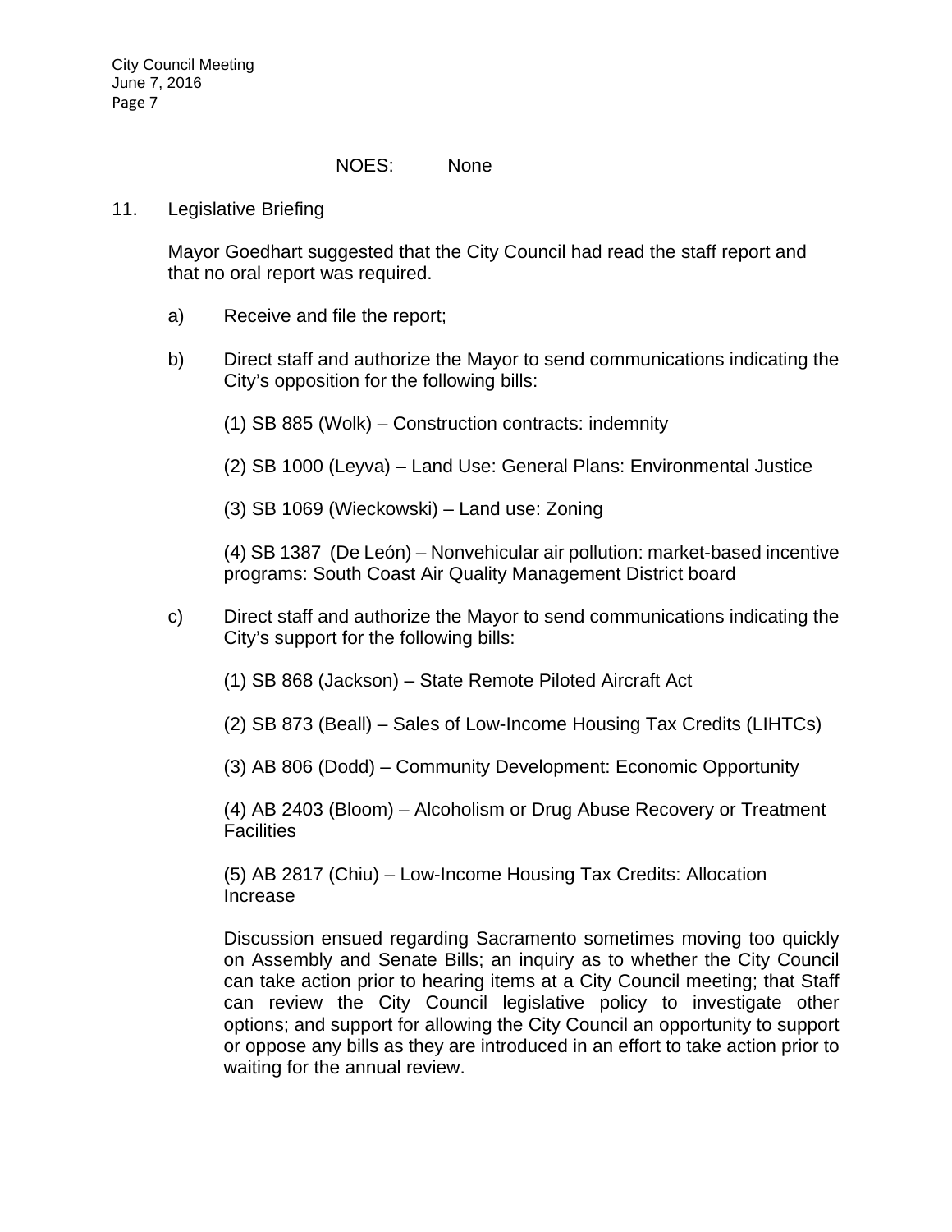NOES: None

11. Legislative Briefing

Mayor Goedhart suggested that the City Council had read the staff report and that no oral report was required.

a) Receive and file the report;

b) Direct staff and authorize the Mayor to send communications indicating the City's opposition for the following bills:

(1) SB 885 (Wolk) – Construction contracts: indemnity

(2) SB 1000 (Leyva) – Land Use: General Plans: Environmental Justice

(3) SB 1069 (Wieckowski) – Land use: Zoning

(4) SB 1387 (De León) – Nonvehicular air pollution: market-based incentive programs: South Coast Air Quality Management District board

c) Direct staff and authorize the Mayor to send communications indicating the City's support for the following bills:

(1) SB 868 (Jackson) – State Remote Piloted Aircraft Act

(2) SB 873 (Beall) – Sales of Low-Income Housing Tax Credits (LIHTCs)

(3) AB 806 (Dodd) – Community Development: Economic Opportunity

(4) AB 2403 (Bloom) – Alcoholism or Drug Abuse Recovery or Treatment Facilities

(5) AB 2817 (Chiu) – Low-Income Housing Tax Credits: Allocation Increase

Discussion ensued regarding Sacramento sometimes moving too quickly on Assembly and Senate Bills; an inquiry as to whether the City Council can take action prior to hearing items at a City Council meeting; that Staff can review the City Council legislative policy to investigate other options; and support for allowing the City Council an opportunity to support or oppose any bills as they are introduced in an effort to take action prior to waiting for the annual review.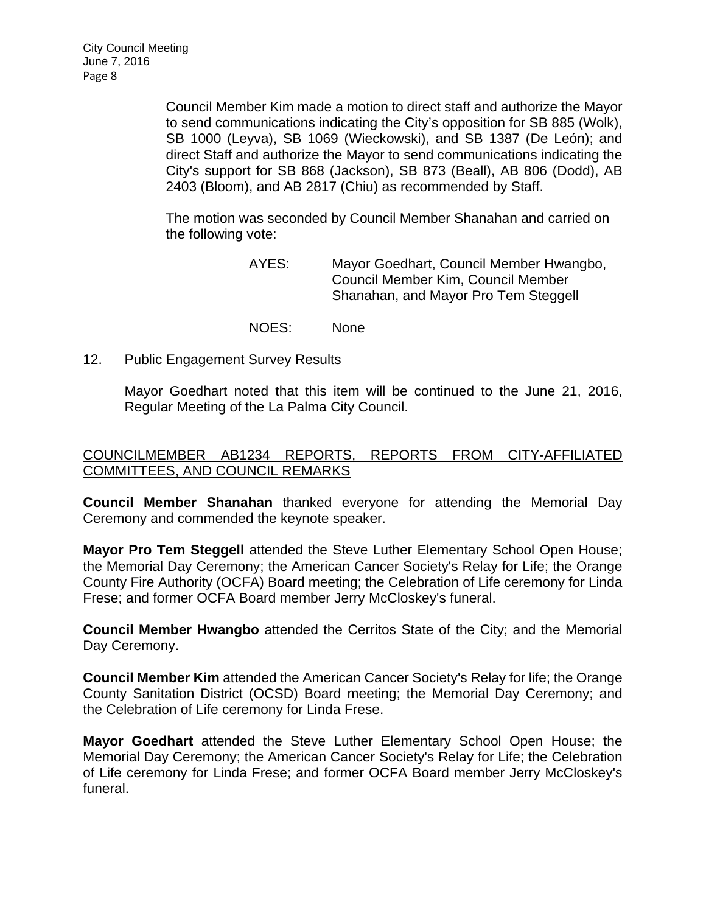Council Member Kim made a motion to direct staff and authorize the Mayor to send communications indicating the City's opposition for SB 885 (Wolk), SB 1000 (Leyva), SB 1069 (Wieckowski), and SB 1387 (De León); and direct Staff and authorize the Mayor to send communications indicating the City's support for SB 868 (Jackson), SB 873 (Beall), AB 806 (Dodd), AB 2403 (Bloom), and AB 2817 (Chiu) as recommended by Staff.

The motion was seconded by Council Member Shanahan and carried on the following vote:

AYES: Mayor Goedhart, Council Member Hwangbo, Council Member Kim, Council Member Shanahan, and Mayor Pro Tem Steggell

NOES: None

12. Public Engagement Survey Results

Mayor Goedhart noted that this item will be continued to the June 21, 2016, Regular Meeting of the La Palma City Council.

## COUNCILMEMBER AB1234 REPORTS, REPORTS FROM CITY-AFFILIATED COMMITTEES, AND COUNCIL REMARKS

**Council Member Shanahan** thanked everyone for attending the Memorial Day Ceremony and commended the keynote speaker.

**Mayor Pro Tem Steggell** attended the Steve Luther Elementary School Open House; the Memorial Day Ceremony; the American Cancer Society's Relay for Life; the Orange County Fire Authority (OCFA) Board meeting; the Celebration of Life ceremony for Linda Frese; and former OCFA Board member Jerry McCloskey's funeral.

**Council Member Hwangbo** attended the Cerritos State of the City; and the Memorial Day Ceremony.

**Council Member Kim** attended the American Cancer Society's Relay for life; the Orange County Sanitation District (OCSD) Board meeting; the Memorial Day Ceremony; and the Celebration of Life ceremony for Linda Frese.

**Mayor Goedhart** attended the Steve Luther Elementary School Open House; the Memorial Day Ceremony; the American Cancer Society's Relay for Life; the Celebration of Life ceremony for Linda Frese; and former OCFA Board member Jerry McCloskey's funeral.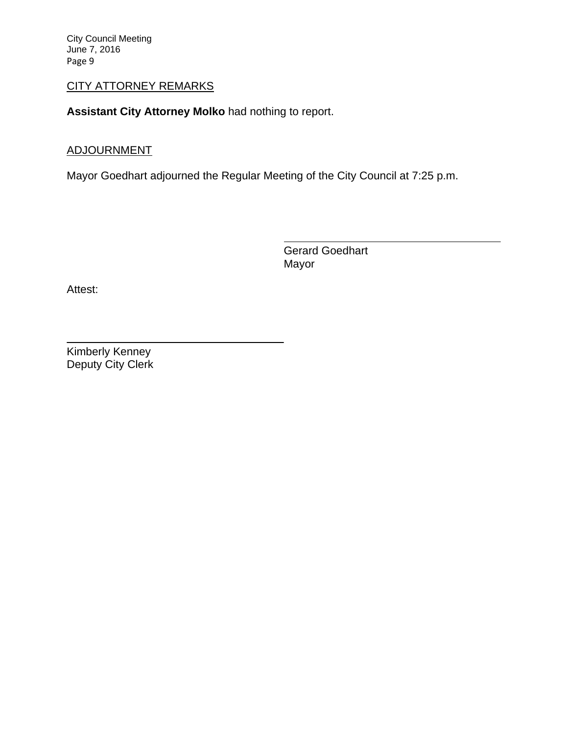## CITY ATTORNEY REMARKS

**Assistant City Attorney Molko** had nothing to report.

## ADJOURNMENT

Mayor Goedhart adjourned the Regular Meeting of the City Council at 7:25 p.m.

Gerard Goedhart
Mayor

Attest:

Kimberly Kenney
Deputy City Clerk